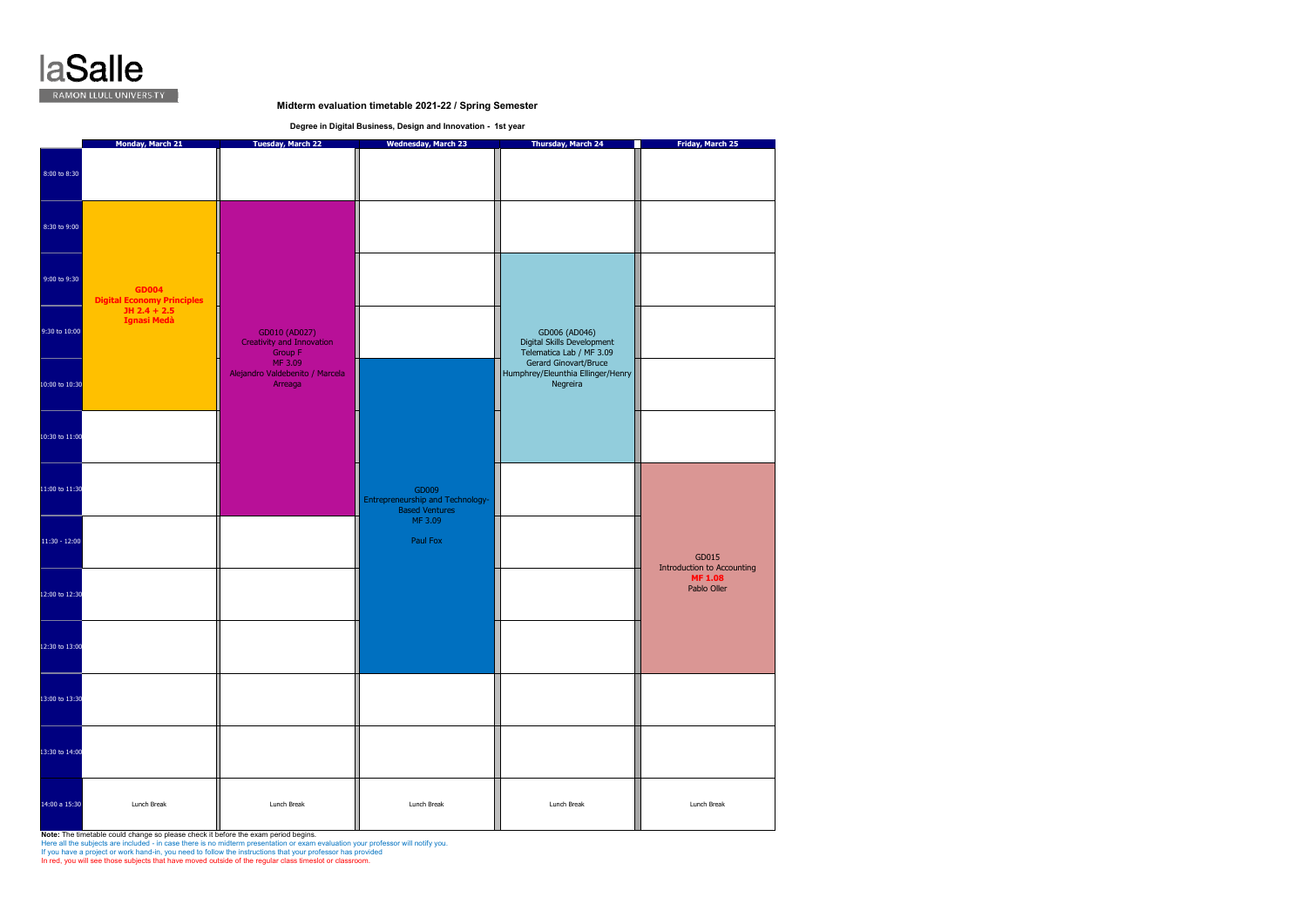laSalle
RAMON LLULL UNIVERSITY

## Midterm evaluation timetable 2021-22 / Spring Semester

**Degree in Digital Business, Design and Innovation - 1st year**

| | Monday, March 21 | Tuesday, March 22 | Wednesday, March 23 | Thursday, March 24 | Friday, March 25 |
|---|---|---|---|---|---|
| 8:00 to 8:30 | | | | | |
| 8:30 to 9:00 | **GD004 Digital Economy Principles JH 2.4 + 2.5 Ignasi Medà** | GD010 (AD027) Creativity and Innovation Group F MF 3.09 Alejandro Valdebenito / Marcela Arreaga | | | |
| 9:00 to 9:30 | | | | GD006 (AD046) Digital Skills Development Telematica Lab / MF 3.09 Gerard Ginovart/Bruce Humphrey/Eleunthia Ellinger/Henry Negreira | |
| 9:30 to 10:00 | | | | | |
| 10:00 to 10:30 | | | GD009 Entrepreneurship and Technology-Based Ventures MF 3.09 Paul Fox | | |
| 10:30 to 11:00 | | | | | |
| 11:00 to 11:30 | | | | | GD015 Introduction to Accounting **MF 1.08** Pablo Oller |
| 11:30 - 12:00 | | | | | |
| 12:00 to 12:30 | | | | | |
| 12:30 to 13:00 | | | | | |
| 13:00 to 13:30 | | | | | |
| 13:30 to 14:00 | | | | | |
| 14:00 a 15:30 | Lunch Break | Lunch Break | Lunch Break | Lunch Break | Lunch Break |

**Note:** The timetable could change so please check it before the exam period begins.
Here all the subjects are included - in case there is no midterm presentation or exam evaluation your professor will notify you.
If you have a project or work hand-in, you need to follow the instructions that your professor has provided
In red, you will see those subjects that have moved outside of the regular class timeslot or classroom.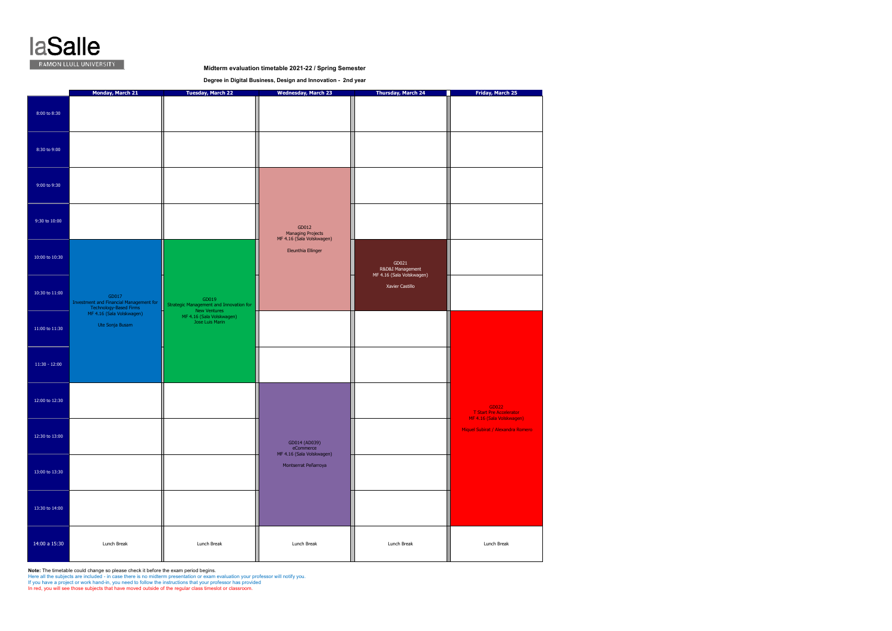laSalle
RAMON LLULL UNIVERSITY

**Midterm evaluation timetable 2021-22 / Spring Semester**

**Degree in Digital Business, Design and Innovation - 2nd year**

| | Monday, March 21 | Tuesday, March 22 | Wednesday, March 23 | Thursday, March 24 | Friday, March 25 |
|---|---|---|---|---|---|
| 8:00 to 8:30 | | | | | |
| 8:30 to 9:00 | | | | | |
| 9:00 to 9:30 | | | GD012 Managing Projects MF 4.16 (Sala Volskwagen) Eleunthia Ellinger | | |
| 9:30 to 10:00 | | | | | |
| 10:00 to 10:30 | GD017 Investment and Financial Management for Technology-Based Firms MF 4.16 (Sala Volskwagen) Ute Sonja Busam | GD019 Strategic Management and Innovation for New Ventures MF 4.16 (Sala Volskwagen) Jose Luis Marin | | GD021 R&D&I Management MF 4.16 (Sala Volskwagen) Xavier Castillo | |
| 10:30 to 11:00 | | | | | |
| 11:00 to 11:30 | | | | | GD022 T-Start Pre-Accelerator MF 4.16 (Sala Volskwagen) Miquel Subirat / Alexandra Romero |
| 11:30 - 12:00 | | | | | |
| 12:00 to 12:30 | | | GD014 (AD039) eCommerce MF 4.16 (Sala Volskwagen) Montserrat Peñarroya | | |
| 12:30 to 13:00 | | | | | |
| 13:00 to 13:30 | | | | | |
| 13:30 to 14:00 | | | | | |
| 14:00 a 15:30 | Lunch Break | Lunch Break | Lunch Break | Lunch Break | Lunch Break |

**Note:** The timetable could change so please check it before the exam period begins.
Here all the subjects are included - in case there is no midterm presentation or exam evaluation your professor will notify you.
If you have a project or work hand-in, you need to follow the instructions that your professor has provided
In red, you will see those subjects that have moved outside of the regular class timeslot or classroom.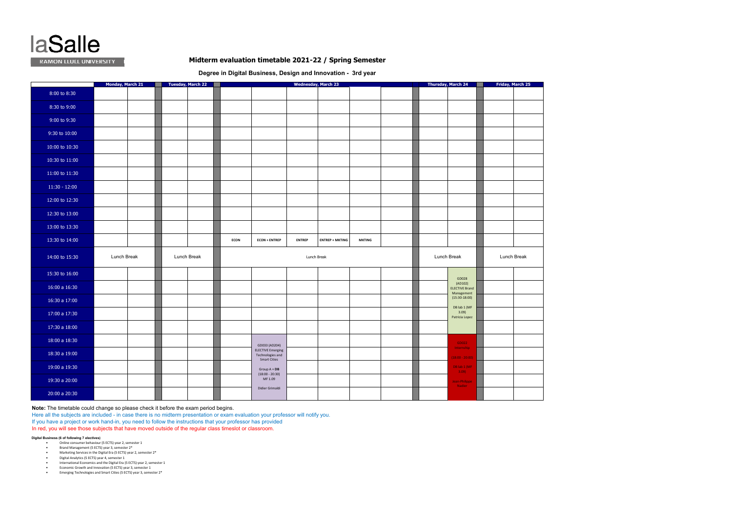laSalle
RAMON LLULL UNIVERSITY

# Midterm evaluation timetable 2021-22 / Spring Semester

## Degree in Digital Business, Design and Innovation - 3rd year

| | Monday, March 21 | | | Tuesday, March 22 | | | Wednesday, March 23 | | | | | | | Thursday, March 24 | | | Friday, March 25 | |
|---|---|---|---|---|---|---|---|---|---|---|---|---|---|---|---|---|---|---|
| 8:00 to 8:30 | | | | | | | | | | | | | | | | | | |
| 8:30 to 9:00 | | | | | | | | | | | | | | | | | | |
| 9:00 to 9:30 | | | | | | | | | | | | | | | | | | |
| 9:30 to 10:00 | | | | | | | | | | | | | | | | | | |
| 10:00 to 10:30 | | | | | | | | | | | | | | | | | | |
| 10:30 to 11:00 | | | | | | | | | | | | | | | | | | |
| 11:00 to 11:30 | | | | | | | | | | | | | | | | | | |
| 11:30 - 12:00 | | | | | | | | | | | | | | | | | | |
| 12:00 to 12:30 | | | | | | | | | | | | | | | | | | |
| 12:30 to 13:00 | | | | | | | | | | | | | | | | | | |
| 13:00 to 13:30 | | | | | | | | | | | | | | | | | | |
| 13:30 to 14:00 | | | | | | | ECON | ECON + ENTREP | ENTREP | ENTREP + MKTING | MKTING | | | | | | | |
| 14:00 to 15:30 | Lunch Break | | | Lunch Break | | | Lunch Break | | | | | | | Lunch Break | | | Lunch Break | |
| 15:30 to 16:00 | | | | | | | | | | | | | | | GD028 (AD102) ELECTIVE Brand Management (15:30-18:00) DB lab 1 (MF 3.09) Patricia Lopez | | | |
| 16:00 a 16:30 | | | | | | | | | | | | | | | | | | |
| 16:30 a 17:00 | | | | | | | | | | | | | | | | | | |
| 17:00 a 17:30 | | | | | | | | | | | | | | | | | | |
| 17:30 a 18:00 | | | | | | | | | | | | | | | | | | |
| 18:00 a 18:30 | | | | | | | | GD033 (AD204) ELECTIVE Emerging Technologies and Smart Cities Group A + DB (18:00 - 20:30) MF 1.09 Didier Grimaldi | | | | | | | GD022 (Internav) (18:00 - 20:00) DB lab 1 (MF 3.09) Jean-Philippe Nadler | | | |
| 18:30 a 19:00 | | | | | | | | | | | | | | | | | | |
| 19:00 a 19:30 | | | | | | | | | | | | | | | | | | |
| 19:30 a 20:00 | | | | | | | | | | | | | | | | | | |
| 20:00 a 20:30 | | | | | | | | | | | | | | | | | | |

**Note:** The timetable could change so please check it before the exam period begins.

Here all the subjects are included - in case there is no midterm presentation or exam evaluation your professor will notify you.

If you have a project or work hand-in, you need to follow the instructions that your professor has provided

In red, you will see those subjects that have moved outside of the regular class timeslot or classroom.

**Digital Business (6 of following 7 electives)**

- Online consumer behaviour (5 ECTS) year 2, semester 1
- Brand Management (5 ECTS) year 3, semester 2*
- Marketing Services in the Digital Era (5 ECTS) year 2, semester 2*
- Digital Analytics (5 ECTS) year 4, semester 1
- International Economics and the Digital Era (5 ECTS) year 2, semester 1
- Economic Growth and Innovation (5 ECTS) year 3, semester 1
- Emerging Technologies and Smart Cities (5 ECTS) year 3, semester 2*